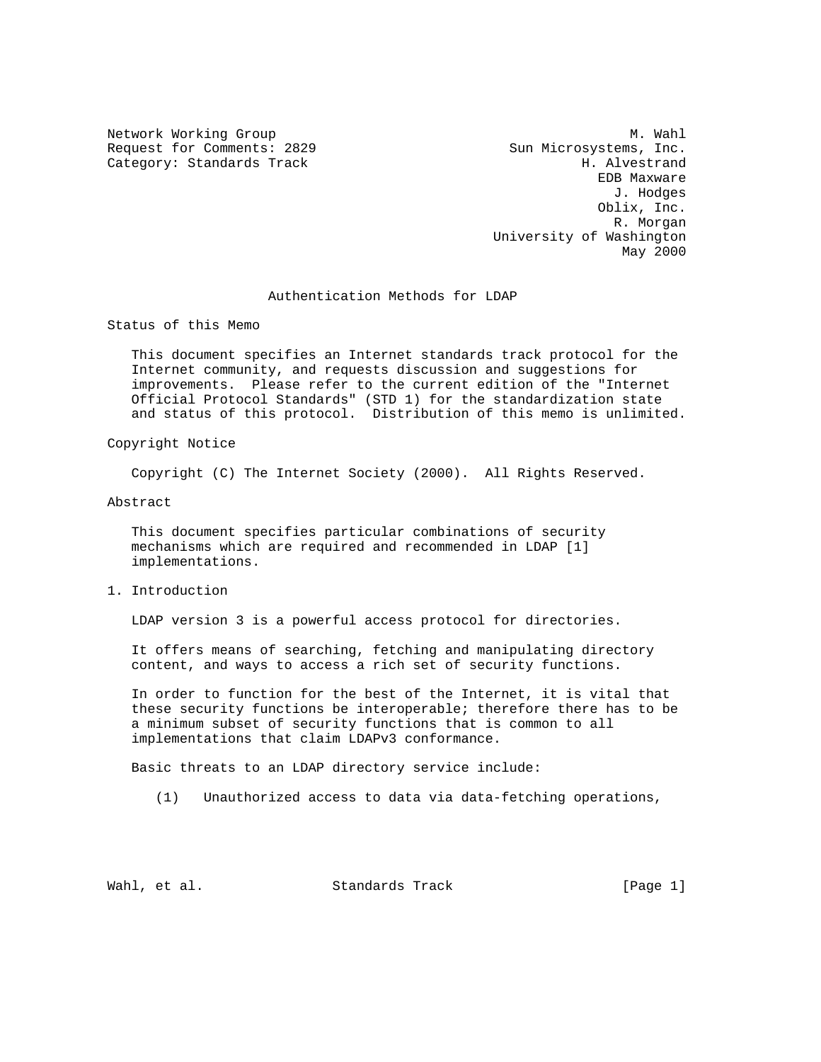Network Working Group M. Wahl
Request for Comments: 2829 Sun Microsystems, Inc.
Category: Standards Track H. Alvestrand
EDB Maxware
J. Hodges
Oblix, Inc.
R. Morgan
University of Washington
May 2000

# Authentication Methods for LDAP

## Status of this Memo

This document specifies an Internet standards track protocol for the Internet community, and requests discussion and suggestions for improvements. Please refer to the current edition of the "Internet Official Protocol Standards" (STD 1) for the standardization state and status of this protocol. Distribution of this memo is unlimited.

## Copyright Notice

Copyright (C) The Internet Society (2000). All Rights Reserved.

## Abstract

This document specifies particular combinations of security mechanisms which are required and recommended in LDAP [1] implementations.

## 1. Introduction

LDAP version 3 is a powerful access protocol for directories.

It offers means of searching, fetching and manipulating directory content, and ways to access a rich set of security functions.

In order to function for the best of the Internet, it is vital that these security functions be interoperable; therefore there has to be a minimum subset of security functions that is common to all implementations that claim LDAPv3 conformance.

Basic threats to an LDAP directory service include:

(1) Unauthorized access to data via data-fetching operations,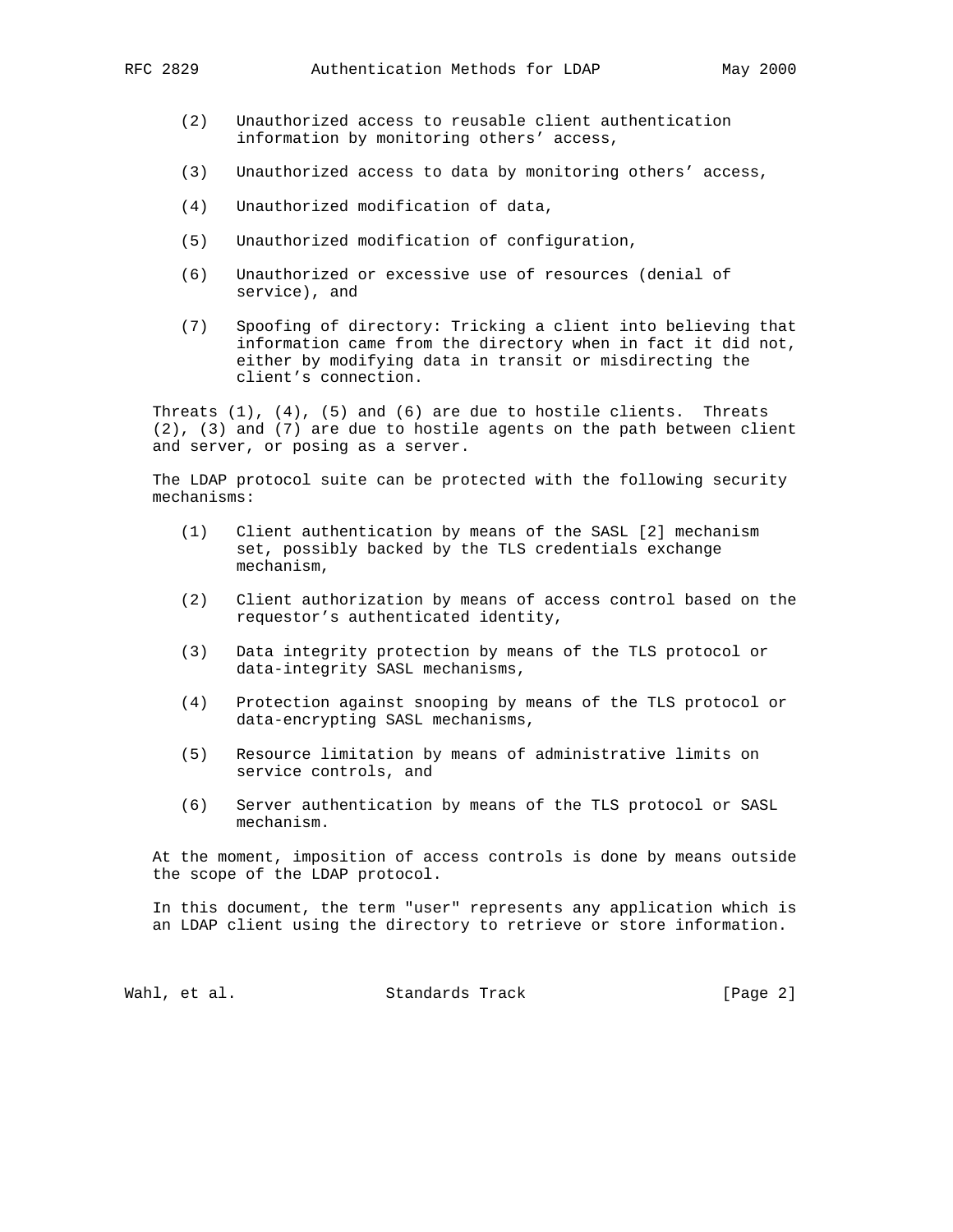(2) Unauthorized access to reusable client authentication information by monitoring others' access,

(3) Unauthorized access to data by monitoring others' access,

(4) Unauthorized modification of data,

(5) Unauthorized modification of configuration,

(6) Unauthorized or excessive use of resources (denial of service), and

(7) Spoofing of directory: Tricking a client into believing that information came from the directory when in fact it did not, either by modifying data in transit or misdirecting the client's connection.

Threats (1), (4), (5) and (6) are due to hostile clients. Threats (2), (3) and (7) are due to hostile agents on the path between client and server, or posing as a server.

The LDAP protocol suite can be protected with the following security mechanisms:

(1) Client authentication by means of the SASL [2] mechanism set, possibly backed by the TLS credentials exchange mechanism,

(2) Client authorization by means of access control based on the requestor's authenticated identity,

(3) Data integrity protection by means of the TLS protocol or data-integrity SASL mechanisms,

(4) Protection against snooping by means of the TLS protocol or data-encrypting SASL mechanisms,

(5) Resource limitation by means of administrative limits on service controls, and

(6) Server authentication by means of the TLS protocol or SASL mechanism.

At the moment, imposition of access controls is done by means outside the scope of the LDAP protocol.

In this document, the term "user" represents any application which is an LDAP client using the directory to retrieve or store information.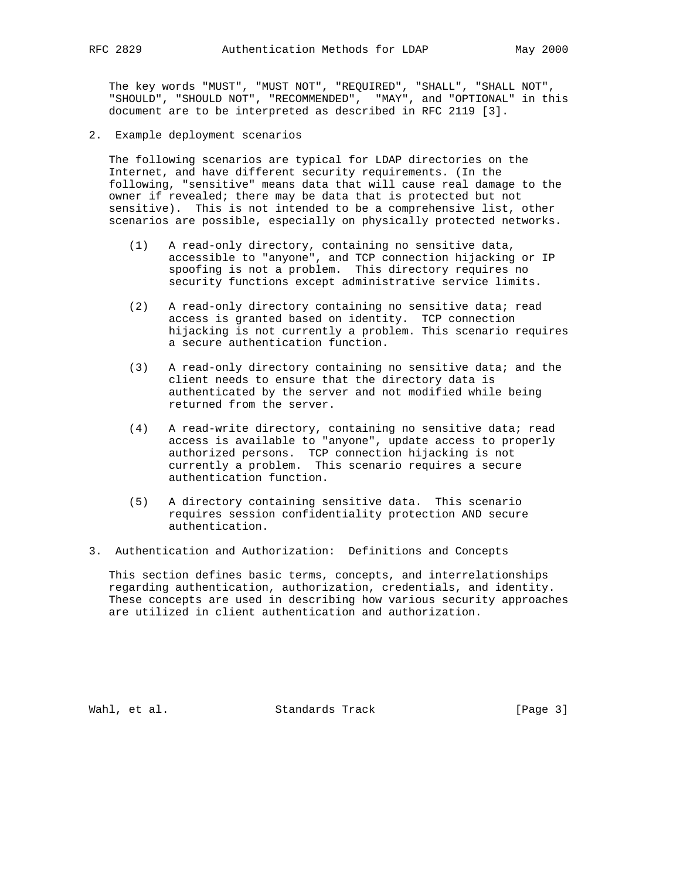The key words "MUST", "MUST NOT", "REQUIRED", "SHALL", "SHALL NOT", "SHOULD", "SHOULD NOT", "RECOMMENDED", "MAY", and "OPTIONAL" in this document are to be interpreted as described in RFC 2119 [3].

## 2. Example deployment scenarios

The following scenarios are typical for LDAP directories on the Internet, and have different security requirements. (In the following, "sensitive" means data that will cause real damage to the owner if revealed; there may be data that is protected but not sensitive). This is not intended to be a comprehensive list, other scenarios are possible, especially on physically protected networks.

(1) A read-only directory, containing no sensitive data, accessible to "anyone", and TCP connection hijacking or IP spoofing is not a problem. This directory requires no security functions except administrative service limits.

(2) A read-only directory containing no sensitive data; read access is granted based on identity. TCP connection hijacking is not currently a problem. This scenario requires a secure authentication function.

(3) A read-only directory containing no sensitive data; and the client needs to ensure that the directory data is authenticated by the server and not modified while being returned from the server.

(4) A read-write directory, containing no sensitive data; read access is available to "anyone", update access to properly authorized persons. TCP connection hijacking is not currently a problem. This scenario requires a secure authentication function.

(5) A directory containing sensitive data. This scenario requires session confidentiality protection AND secure authentication.

## 3. Authentication and Authorization: Definitions and Concepts

This section defines basic terms, concepts, and interrelationships regarding authentication, authorization, credentials, and identity. These concepts are used in describing how various security approaches are utilized in client authentication and authorization.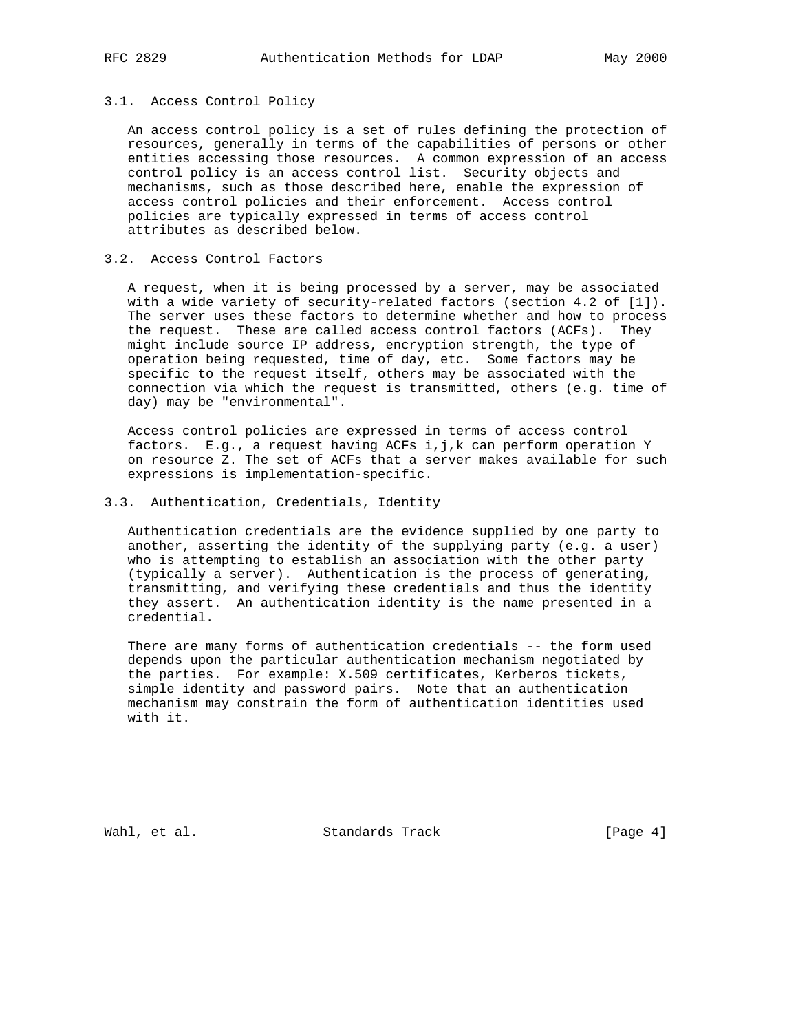### 3.1. Access Control Policy

An access control policy is a set of rules defining the protection of resources, generally in terms of the capabilities of persons or other entities accessing those resources. A common expression of an access control policy is an access control list. Security objects and mechanisms, such as those described here, enable the expression of access control policies and their enforcement. Access control policies are typically expressed in terms of access control attributes as described below.

### 3.2. Access Control Factors

A request, when it is being processed by a server, may be associated with a wide variety of security-related factors (section 4.2 of [1]). The server uses these factors to determine whether and how to process the request. These are called access control factors (ACFs). They might include source IP address, encryption strength, the type of operation being requested, time of day, etc. Some factors may be specific to the request itself, others may be associated with the connection via which the request is transmitted, others (e.g. time of day) may be "environmental".

Access control policies are expressed in terms of access control factors. E.g., a request having ACFs i,j,k can perform operation Y on resource Z. The set of ACFs that a server makes available for such expressions is implementation-specific.

### 3.3. Authentication, Credentials, Identity

Authentication credentials are the evidence supplied by one party to another, asserting the identity of the supplying party (e.g. a user) who is attempting to establish an association with the other party (typically a server). Authentication is the process of generating, transmitting, and verifying these credentials and thus the identity they assert. An authentication identity is the name presented in a credential.

There are many forms of authentication credentials -- the form used depends upon the particular authentication mechanism negotiated by the parties. For example: X.509 certificates, Kerberos tickets, simple identity and password pairs. Note that an authentication mechanism may constrain the form of authentication identities used with it.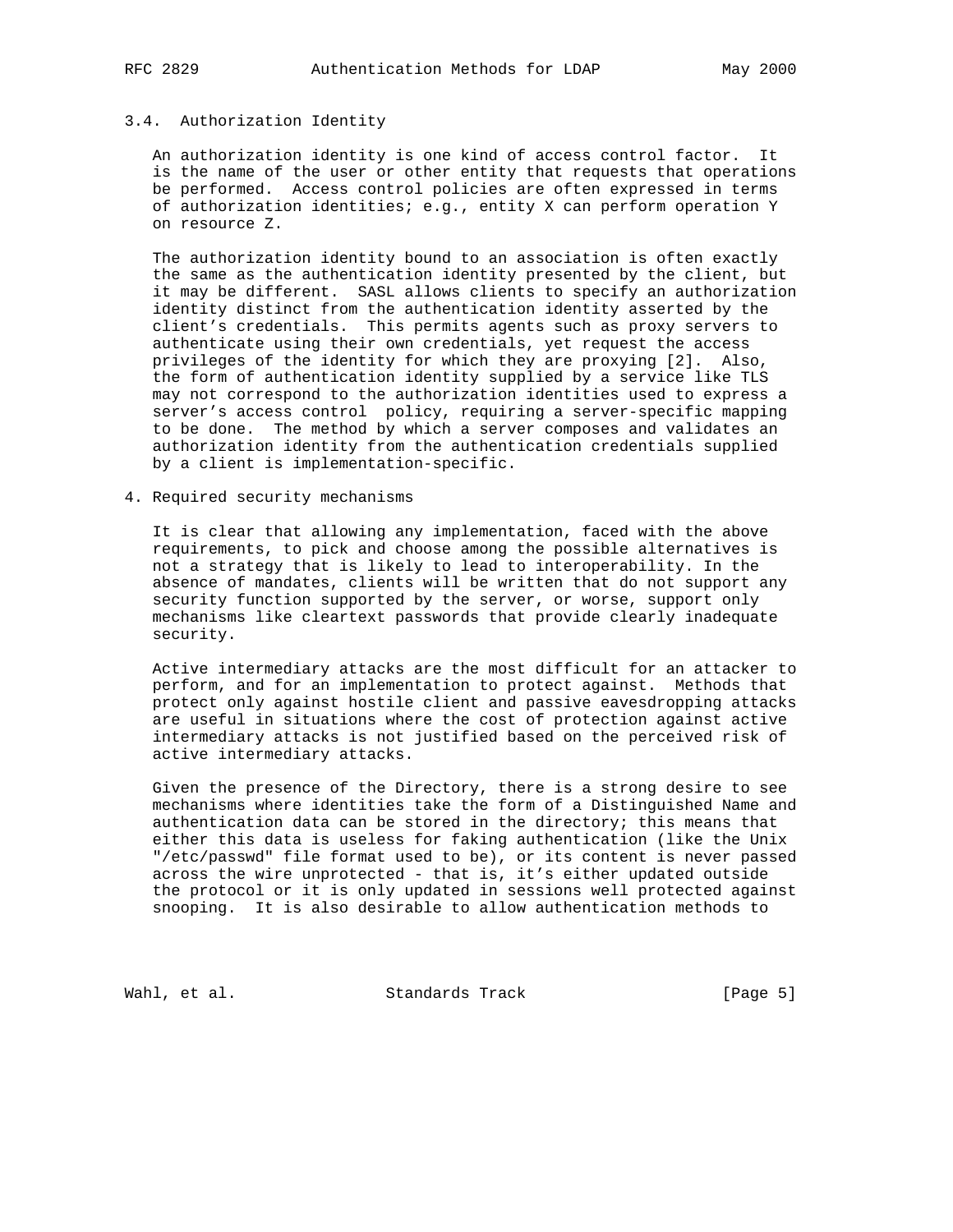### 3.4. Authorization Identity

An authorization identity is one kind of access control factor. It is the name of the user or other entity that requests that operations be performed. Access control policies are often expressed in terms of authorization identities; e.g., entity X can perform operation Y on resource Z.

The authorization identity bound to an association is often exactly the same as the authentication identity presented by the client, but it may be different. SASL allows clients to specify an authorization identity distinct from the authentication identity asserted by the client's credentials. This permits agents such as proxy servers to authenticate using their own credentials, yet request the access privileges of the identity for which they are proxying [2]. Also, the form of authentication identity supplied by a service like TLS may not correspond to the authorization identities used to express a server's access control policy, requiring a server-specific mapping to be done. The method by which a server composes and validates an authorization identity from the authentication credentials supplied by a client is implementation-specific.

## 4. Required security mechanisms

It is clear that allowing any implementation, faced with the above requirements, to pick and choose among the possible alternatives is not a strategy that is likely to lead to interoperability. In the absence of mandates, clients will be written that do not support any security function supported by the server, or worse, support only mechanisms like cleartext passwords that provide clearly inadequate security.

Active intermediary attacks are the most difficult for an attacker to perform, and for an implementation to protect against. Methods that protect only against hostile client and passive eavesdropping attacks are useful in situations where the cost of protection against active intermediary attacks is not justified based on the perceived risk of active intermediary attacks.

Given the presence of the Directory, there is a strong desire to see mechanisms where identities take the form of a Distinguished Name and authentication data can be stored in the directory; this means that either this data is useless for faking authentication (like the Unix "/etc/passwd" file format used to be), or its content is never passed across the wire unprotected - that is, it's either updated outside the protocol or it is only updated in sessions well protected against snooping. It is also desirable to allow authentication methods to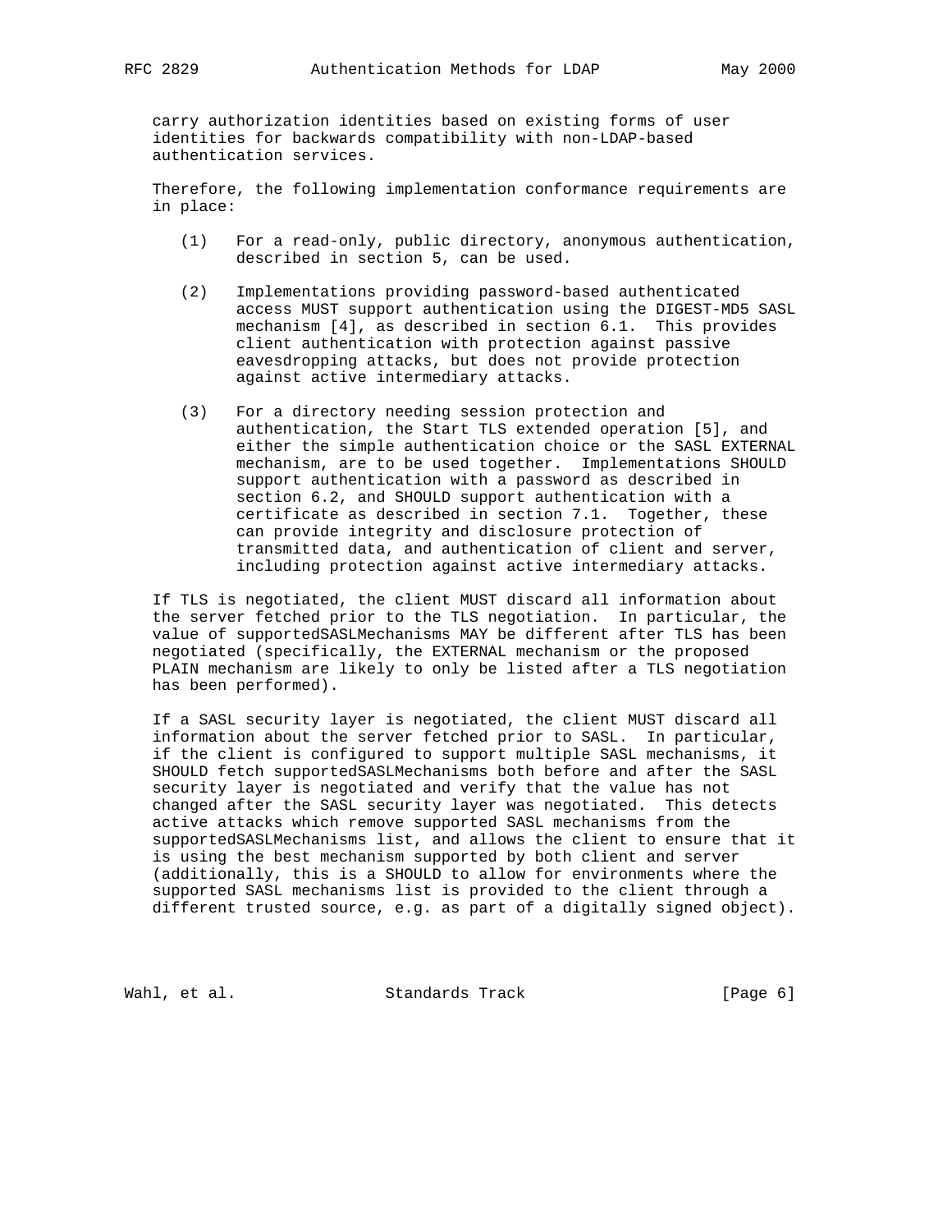carry authorization identities based on existing forms of user identities for backwards compatibility with non-LDAP-based authentication services.

Therefore, the following implementation conformance requirements are in place:

(1) For a read-only, public directory, anonymous authentication, described in section 5, can be used.

(2) Implementations providing password-based authenticated access MUST support authentication using the DIGEST-MD5 SASL mechanism [4], as described in section 6.1. This provides client authentication with protection against passive eavesdropping attacks, but does not provide protection against active intermediary attacks.

(3) For a directory needing session protection and authentication, the Start TLS extended operation [5], and either the simple authentication choice or the SASL EXTERNAL mechanism, are to be used together. Implementations SHOULD support authentication with a password as described in section 6.2, and SHOULD support authentication with a certificate as described in section 7.1. Together, these can provide integrity and disclosure protection of transmitted data, and authentication of client and server, including protection against active intermediary attacks.

If TLS is negotiated, the client MUST discard all information about the server fetched prior to the TLS negotiation. In particular, the value of supportedSASLMechanisms MAY be different after TLS has been negotiated (specifically, the EXTERNAL mechanism or the proposed PLAIN mechanism are likely to only be listed after a TLS negotiation has been performed).

If a SASL security layer is negotiated, the client MUST discard all information about the server fetched prior to SASL. In particular, if the client is configured to support multiple SASL mechanisms, it SHOULD fetch supportedSASLMechanisms both before and after the SASL security layer is negotiated and verify that the value has not changed after the SASL security layer was negotiated. This detects active attacks which remove supported SASL mechanisms from the supportedSASLMechanisms list, and allows the client to ensure that it is using the best mechanism supported by both client and server (additionally, this is a SHOULD to allow for environments where the supported SASL mechanisms list is provided to the client through a different trusted source, e.g. as part of a digitally signed object).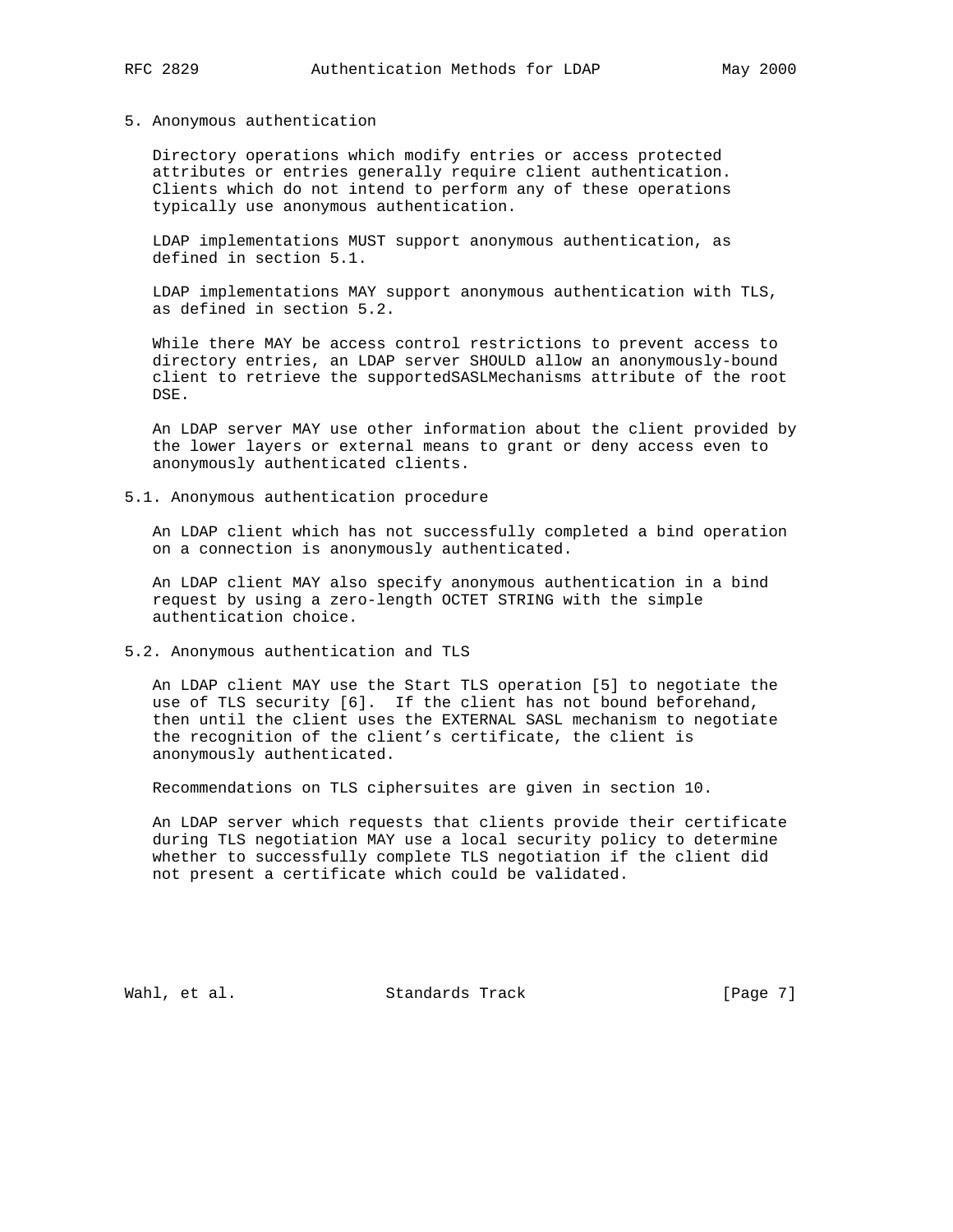## 5. Anonymous authentication

Directory operations which modify entries or access protected attributes or entries generally require client authentication. Clients which do not intend to perform any of these operations typically use anonymous authentication.

LDAP implementations MUST support anonymous authentication, as defined in section 5.1.

LDAP implementations MAY support anonymous authentication with TLS, as defined in section 5.2.

While there MAY be access control restrictions to prevent access to directory entries, an LDAP server SHOULD allow an anonymously-bound client to retrieve the supportedSASLMechanisms attribute of the root DSE.

An LDAP server MAY use other information about the client provided by the lower layers or external means to grant or deny access even to anonymously authenticated clients.

### 5.1. Anonymous authentication procedure

An LDAP client which has not successfully completed a bind operation on a connection is anonymously authenticated.

An LDAP client MAY also specify anonymous authentication in a bind request by using a zero-length OCTET STRING with the simple authentication choice.

### 5.2. Anonymous authentication and TLS

An LDAP client MAY use the Start TLS operation [5] to negotiate the use of TLS security [6]. If the client has not bound beforehand, then until the client uses the EXTERNAL SASL mechanism to negotiate the recognition of the client's certificate, the client is anonymously authenticated.

Recommendations on TLS ciphersuites are given in section 10.

An LDAP server which requests that clients provide their certificate during TLS negotiation MAY use a local security policy to determine whether to successfully complete TLS negotiation if the client did not present a certificate which could be validated.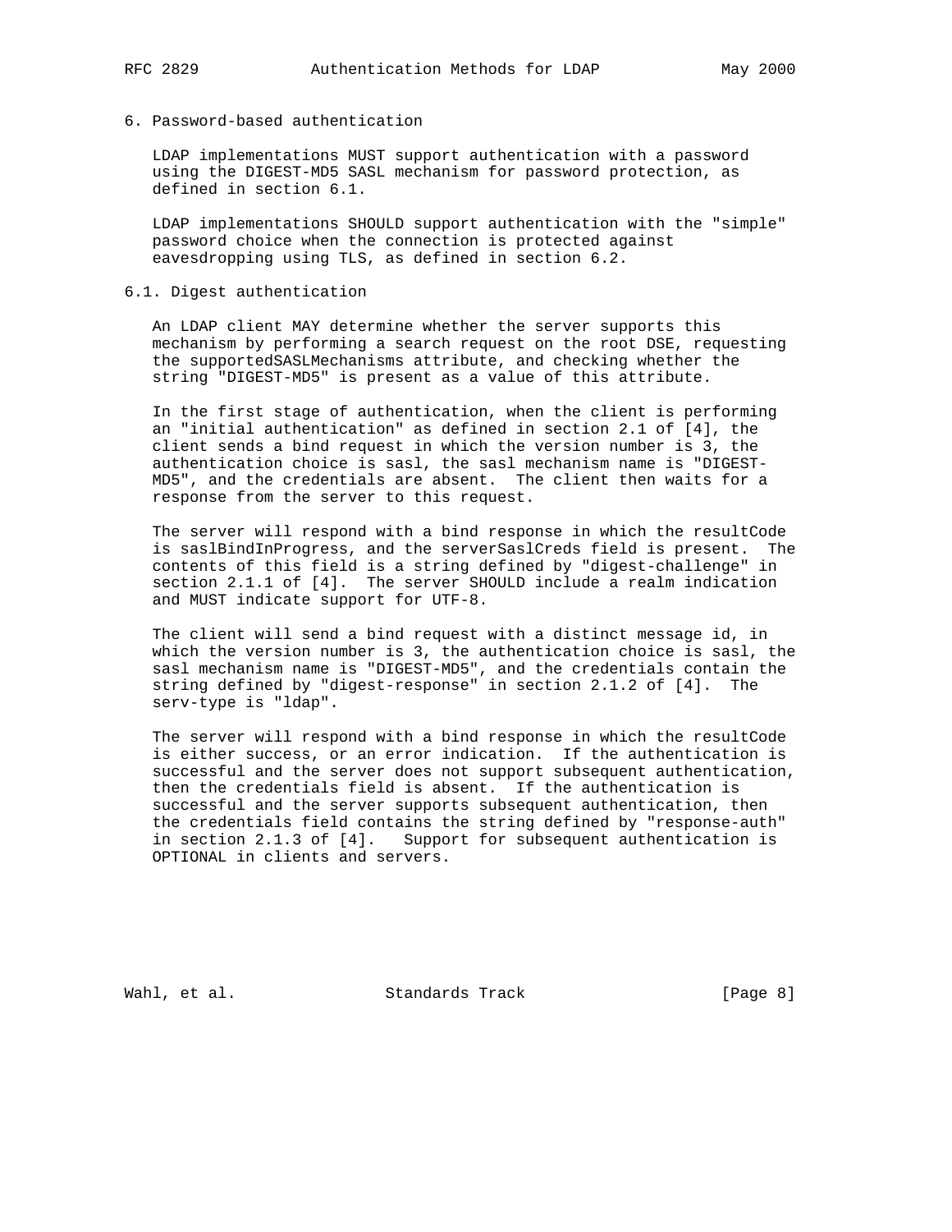## 6. Password-based authentication

LDAP implementations MUST support authentication with a password using the DIGEST-MD5 SASL mechanism for password protection, as defined in section 6.1.

LDAP implementations SHOULD support authentication with the "simple" password choice when the connection is protected against eavesdropping using TLS, as defined in section 6.2.

### 6.1. Digest authentication

An LDAP client MAY determine whether the server supports this mechanism by performing a search request on the root DSE, requesting the supportedSASLMechanisms attribute, and checking whether the string "DIGEST-MD5" is present as a value of this attribute.

In the first stage of authentication, when the client is performing an "initial authentication" as defined in section 2.1 of [4], the client sends a bind request in which the version number is 3, the authentication choice is sasl, the sasl mechanism name is "DIGEST-MD5", and the credentials are absent. The client then waits for a response from the server to this request.

The server will respond with a bind response in which the resultCode is saslBindInProgress, and the serverSaslCreds field is present. The contents of this field is a string defined by "digest-challenge" in section 2.1.1 of [4]. The server SHOULD include a realm indication and MUST indicate support for UTF-8.

The client will send a bind request with a distinct message id, in which the version number is 3, the authentication choice is sasl, the sasl mechanism name is "DIGEST-MD5", and the credentials contain the string defined by "digest-response" in section 2.1.2 of [4]. The serv-type is "ldap".

The server will respond with a bind response in which the resultCode is either success, or an error indication. If the authentication is successful and the server does not support subsequent authentication, then the credentials field is absent. If the authentication is successful and the server supports subsequent authentication, then the credentials field contains the string defined by "response-auth" in section 2.1.3 of [4]. Support for subsequent authentication is OPTIONAL in clients and servers.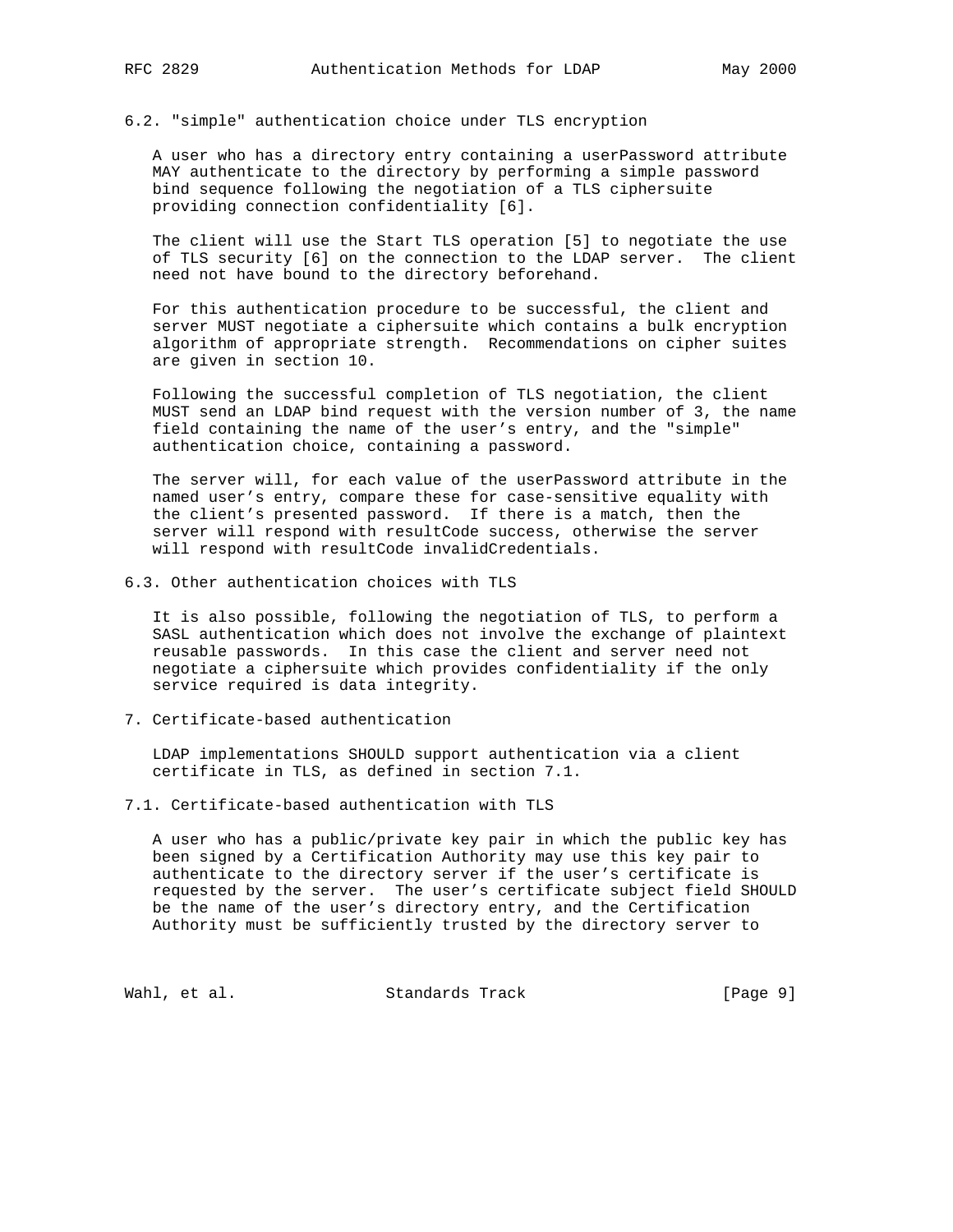### 6.2. "simple" authentication choice under TLS encryption

A user who has a directory entry containing a userPassword attribute MAY authenticate to the directory by performing a simple password bind sequence following the negotiation of a TLS ciphersuite providing connection confidentiality [6].

The client will use the Start TLS operation [5] to negotiate the use of TLS security [6] on the connection to the LDAP server. The client need not have bound to the directory beforehand.

For this authentication procedure to be successful, the client and server MUST negotiate a ciphersuite which contains a bulk encryption algorithm of appropriate strength. Recommendations on cipher suites are given in section 10.

Following the successful completion of TLS negotiation, the client MUST send an LDAP bind request with the version number of 3, the name field containing the name of the user's entry, and the "simple" authentication choice, containing a password.

The server will, for each value of the userPassword attribute in the named user's entry, compare these for case-sensitive equality with the client's presented password. If there is a match, then the server will respond with resultCode success, otherwise the server will respond with resultCode invalidCredentials.

### 6.3. Other authentication choices with TLS

It is also possible, following the negotiation of TLS, to perform a SASL authentication which does not involve the exchange of plaintext reusable passwords. In this case the client and server need not negotiate a ciphersuite which provides confidentiality if the only service required is data integrity.

## 7. Certificate-based authentication

LDAP implementations SHOULD support authentication via a client certificate in TLS, as defined in section 7.1.

### 7.1. Certificate-based authentication with TLS

A user who has a public/private key pair in which the public key has been signed by a Certification Authority may use this key pair to authenticate to the directory server if the user's certificate is requested by the server. The user's certificate subject field SHOULD be the name of the user's directory entry, and the Certification Authority must be sufficiently trusted by the directory server to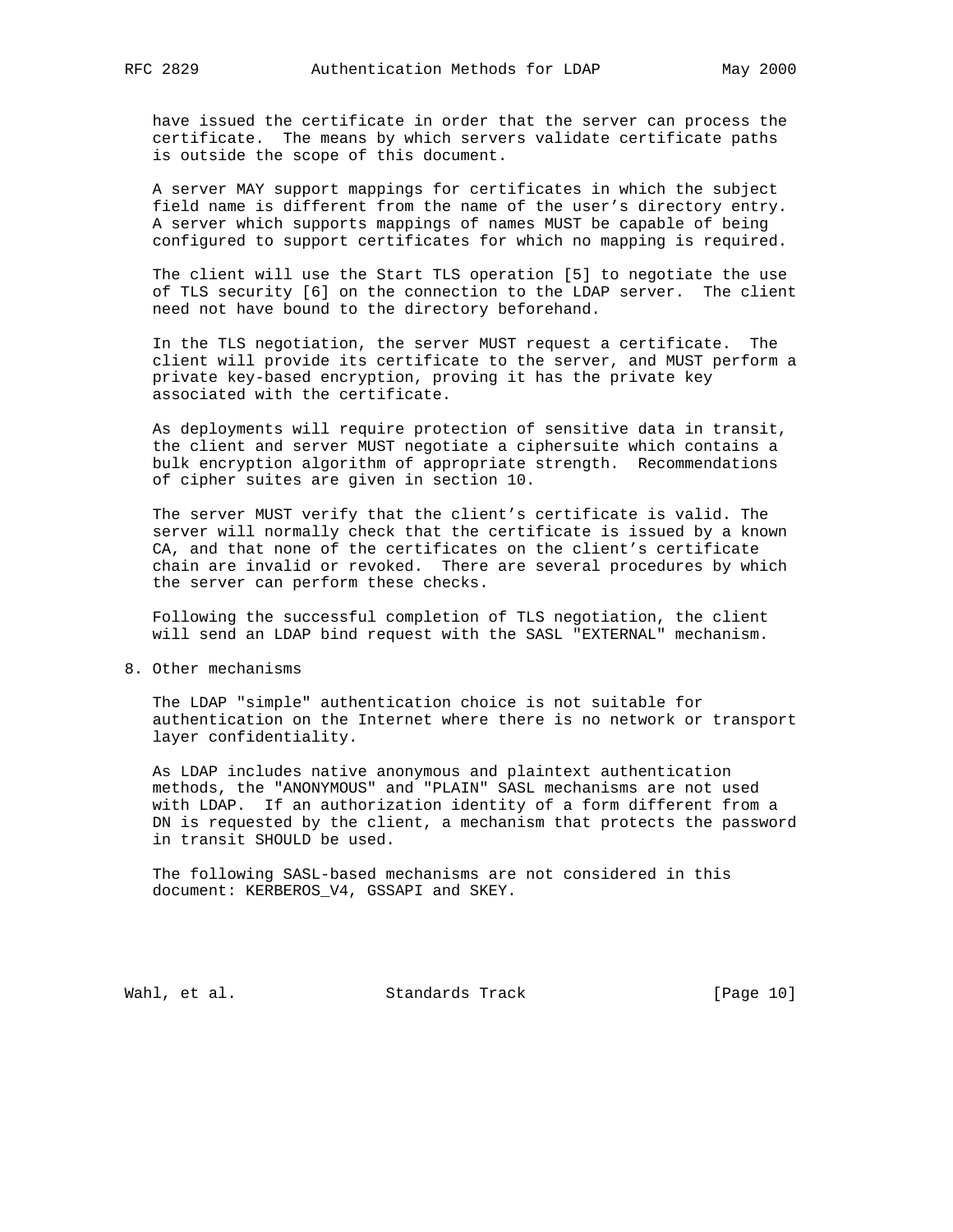have issued the certificate in order that the server can process the certificate. The means by which servers validate certificate paths is outside the scope of this document.

A server MAY support mappings for certificates in which the subject field name is different from the name of the user's directory entry. A server which supports mappings of names MUST be capable of being configured to support certificates for which no mapping is required.

The client will use the Start TLS operation [5] to negotiate the use of TLS security [6] on the connection to the LDAP server. The client need not have bound to the directory beforehand.

In the TLS negotiation, the server MUST request a certificate. The client will provide its certificate to the server, and MUST perform a private key-based encryption, proving it has the private key associated with the certificate.

As deployments will require protection of sensitive data in transit, the client and server MUST negotiate a ciphersuite which contains a bulk encryption algorithm of appropriate strength. Recommendations of cipher suites are given in section 10.

The server MUST verify that the client's certificate is valid. The server will normally check that the certificate is issued by a known CA, and that none of the certificates on the client's certificate chain are invalid or revoked. There are several procedures by which the server can perform these checks.

Following the successful completion of TLS negotiation, the client will send an LDAP bind request with the SASL "EXTERNAL" mechanism.

## 8. Other mechanisms

The LDAP "simple" authentication choice is not suitable for authentication on the Internet where there is no network or transport layer confidentiality.

As LDAP includes native anonymous and plaintext authentication methods, the "ANONYMOUS" and "PLAIN" SASL mechanisms are not used with LDAP. If an authorization identity of a form different from a DN is requested by the client, a mechanism that protects the password in transit SHOULD be used.

The following SASL-based mechanisms are not considered in this document: KERBEROS_V4, GSSAPI and SKEY.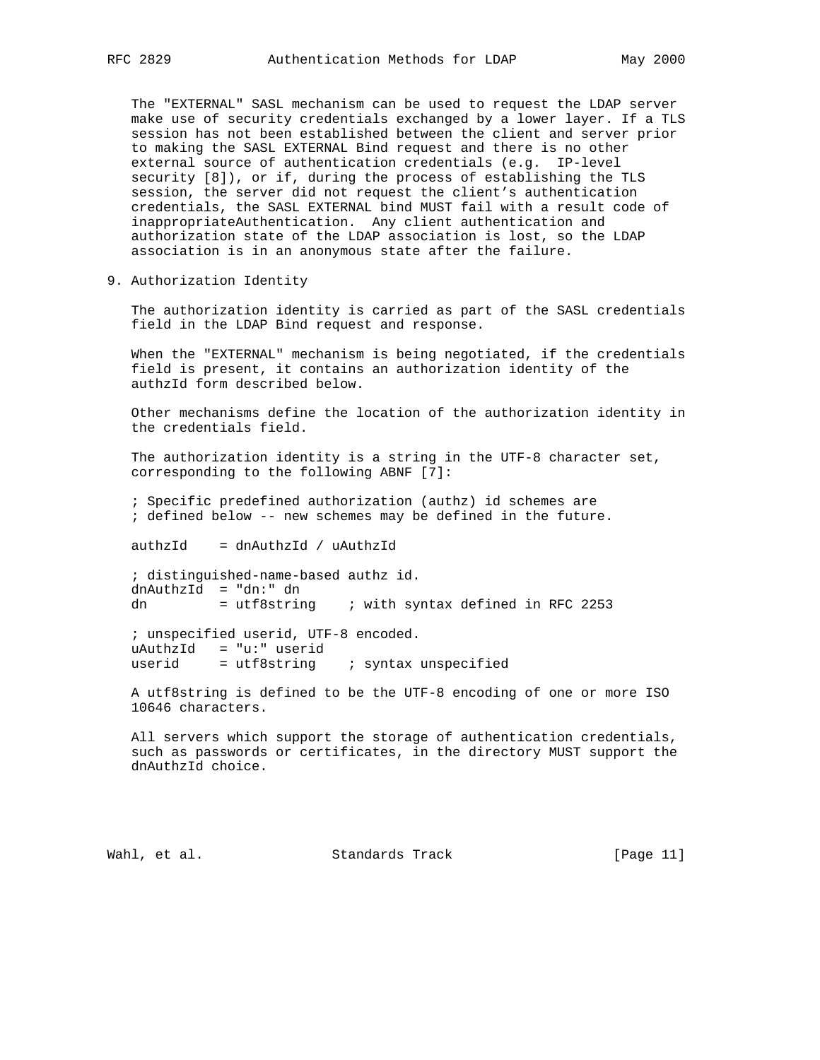The "EXTERNAL" SASL mechanism can be used to request the LDAP server make use of security credentials exchanged by a lower layer. If a TLS session has not been established between the client and server prior to making the SASL EXTERNAL Bind request and there is no other external source of authentication credentials (e.g. IP-level security [8]), or if, during the process of establishing the TLS session, the server did not request the client's authentication credentials, the SASL EXTERNAL bind MUST fail with a result code of inappropriateAuthentication. Any client authentication and authorization state of the LDAP association is lost, so the LDAP association is in an anonymous state after the failure.

## 9. Authorization Identity

The authorization identity is carried as part of the SASL credentials field in the LDAP Bind request and response.

When the "EXTERNAL" mechanism is being negotiated, if the credentials field is present, it contains an authorization identity of the authzId form described below.

Other mechanisms define the location of the authorization identity in the credentials field.

The authorization identity is a string in the UTF-8 character set, corresponding to the following ABNF [7]:

```
; Specific predefined authorization (authz) id schemes are
; defined below -- new schemes may be defined in the future.

authzId    = dnAuthzId / uAuthzId

; distinguished-name-based authz id.
dnAuthzId  = "dn:" dn
dn         = utf8string    ; with syntax defined in RFC 2253

; unspecified userid, UTF-8 encoded.
uAuthzId   = "u:" userid
userid     = utf8string    ; syntax unspecified
```

A utf8string is defined to be the UTF-8 encoding of one or more ISO 10646 characters.

All servers which support the storage of authentication credentials, such as passwords or certificates, in the directory MUST support the dnAuthzId choice.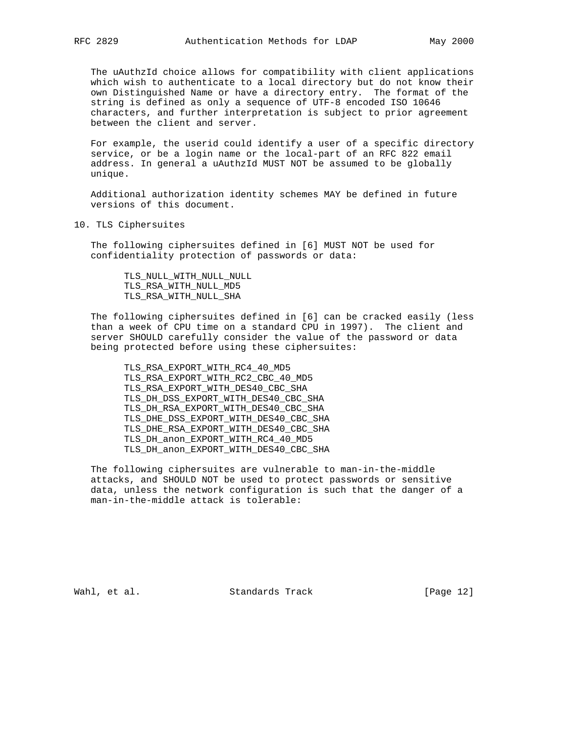The uAuthzId choice allows for compatibility with client applications which wish to authenticate to a local directory but do not know their own Distinguished Name or have a directory entry. The format of the string is defined as only a sequence of UTF-8 encoded ISO 10646 characters, and further interpretation is subject to prior agreement between the client and server.

For example, the userid could identify a user of a specific directory service, or be a login name or the local-part of an RFC 822 email address. In general a uAuthzId MUST NOT be assumed to be globally unique.

Additional authorization identity schemes MAY be defined in future versions of this document.

## 10. TLS Ciphersuites

The following ciphersuites defined in [6] MUST NOT be used for confidentiality protection of passwords or data:

```
TLS_NULL_WITH_NULL_NULL
TLS_RSA_WITH_NULL_MD5
TLS_RSA_WITH_NULL_SHA
```

The following ciphersuites defined in [6] can be cracked easily (less than a week of CPU time on a standard CPU in 1997). The client and server SHOULD carefully consider the value of the password or data being protected before using these ciphersuites:

```
TLS_RSA_EXPORT_WITH_RC4_40_MD5
TLS_RSA_EXPORT_WITH_RC2_CBC_40_MD5
TLS_RSA_EXPORT_WITH_DES40_CBC_SHA
TLS_DH_DSS_EXPORT_WITH_DES40_CBC_SHA
TLS_DH_RSA_EXPORT_WITH_DES40_CBC_SHA
TLS_DHE_DSS_EXPORT_WITH_DES40_CBC_SHA
TLS_DHE_RSA_EXPORT_WITH_DES40_CBC_SHA
TLS_DH_anon_EXPORT_WITH_RC4_40_MD5
TLS_DH_anon_EXPORT_WITH_DES40_CBC_SHA
```

The following ciphersuites are vulnerable to man-in-the-middle attacks, and SHOULD NOT be used to protect passwords or sensitive data, unless the network configuration is such that the danger of a man-in-the-middle attack is tolerable: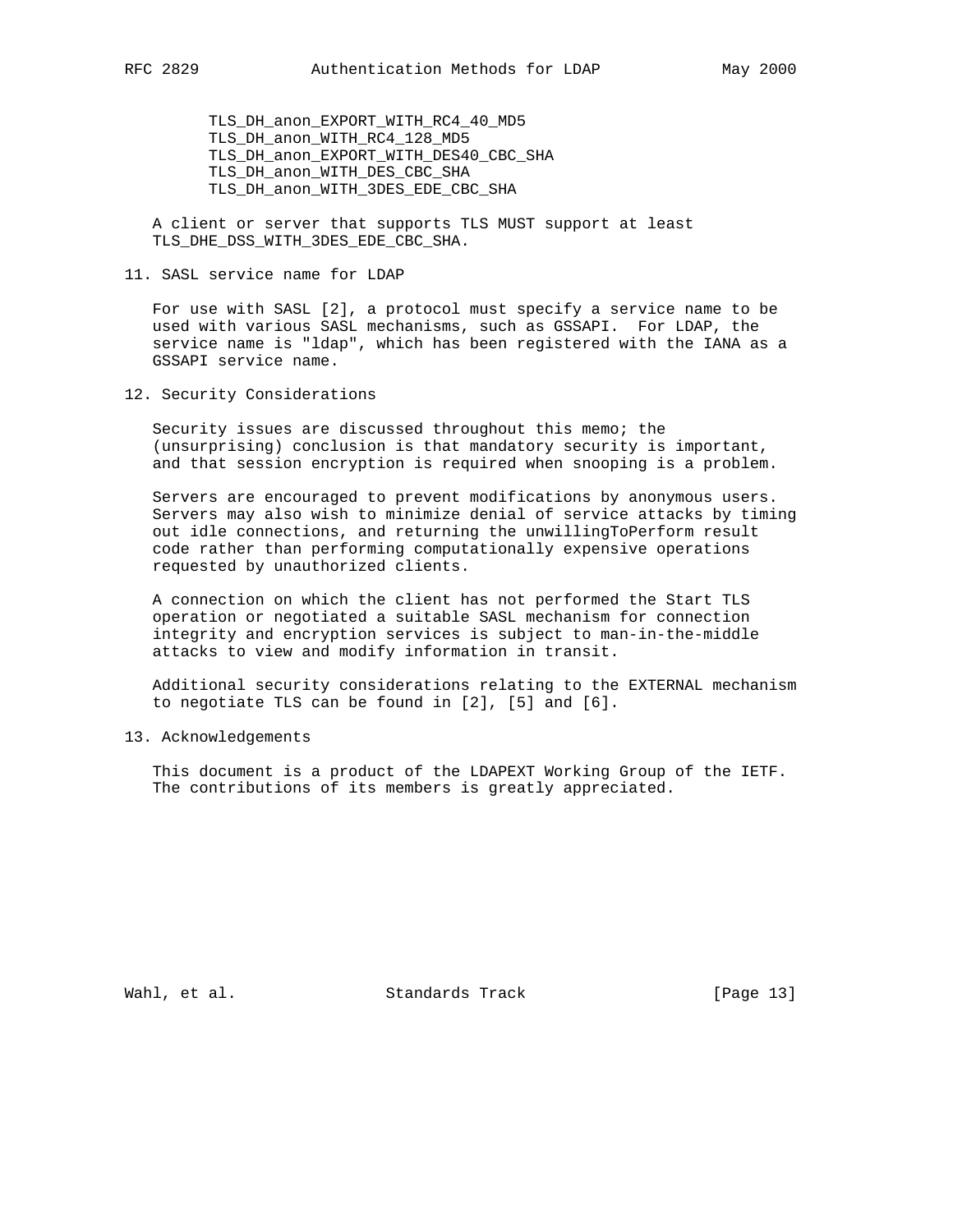```
TLS_DH_anon_EXPORT_WITH_RC4_40_MD5
TLS_DH_anon_WITH_RC4_128_MD5
TLS_DH_anon_EXPORT_WITH_DES40_CBC_SHA
TLS_DH_anon_WITH_DES_CBC_SHA
TLS_DH_anon_WITH_3DES_EDE_CBC_SHA
```

A client or server that supports TLS MUST support at least TLS_DHE_DSS_WITH_3DES_EDE_CBC_SHA.

## 11. SASL service name for LDAP

For use with SASL [2], a protocol must specify a service name to be used with various SASL mechanisms, such as GSSAPI. For LDAP, the service name is "ldap", which has been registered with the IANA as a GSSAPI service name.

## 12. Security Considerations

Security issues are discussed throughout this memo; the (unsurprising) conclusion is that mandatory security is important, and that session encryption is required when snooping is a problem.

Servers are encouraged to prevent modifications by anonymous users. Servers may also wish to minimize denial of service attacks by timing out idle connections, and returning the unwillingToPerform result code rather than performing computationally expensive operations requested by unauthorized clients.

A connection on which the client has not performed the Start TLS operation or negotiated a suitable SASL mechanism for connection integrity and encryption services is subject to man-in-the-middle attacks to view and modify information in transit.

Additional security considerations relating to the EXTERNAL mechanism to negotiate TLS can be found in [2], [5] and [6].

## 13. Acknowledgements

This document is a product of the LDAPEXT Working Group of the IETF. The contributions of its members is greatly appreciated.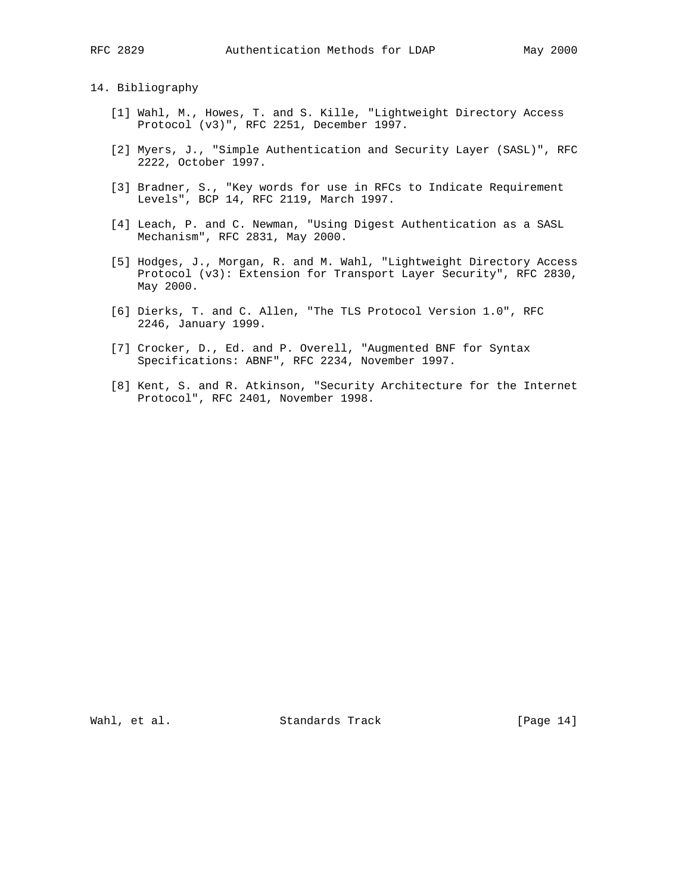## 14. Bibliography

[1] Wahl, M., Howes, T. and S. Kille, "Lightweight Directory Access Protocol (v3)", RFC 2251, December 1997.

[2] Myers, J., "Simple Authentication and Security Layer (SASL)", RFC 2222, October 1997.

[3] Bradner, S., "Key words for use in RFCs to Indicate Requirement Levels", BCP 14, RFC 2119, March 1997.

[4] Leach, P. and C. Newman, "Using Digest Authentication as a SASL Mechanism", RFC 2831, May 2000.

[5] Hodges, J., Morgan, R. and M. Wahl, "Lightweight Directory Access Protocol (v3): Extension for Transport Layer Security", RFC 2830, May 2000.

[6] Dierks, T. and C. Allen, "The TLS Protocol Version 1.0", RFC 2246, January 1999.

[7] Crocker, D., Ed. and P. Overell, "Augmented BNF for Syntax Specifications: ABNF", RFC 2234, November 1997.

[8] Kent, S. and R. Atkinson, "Security Architecture for the Internet Protocol", RFC 2401, November 1998.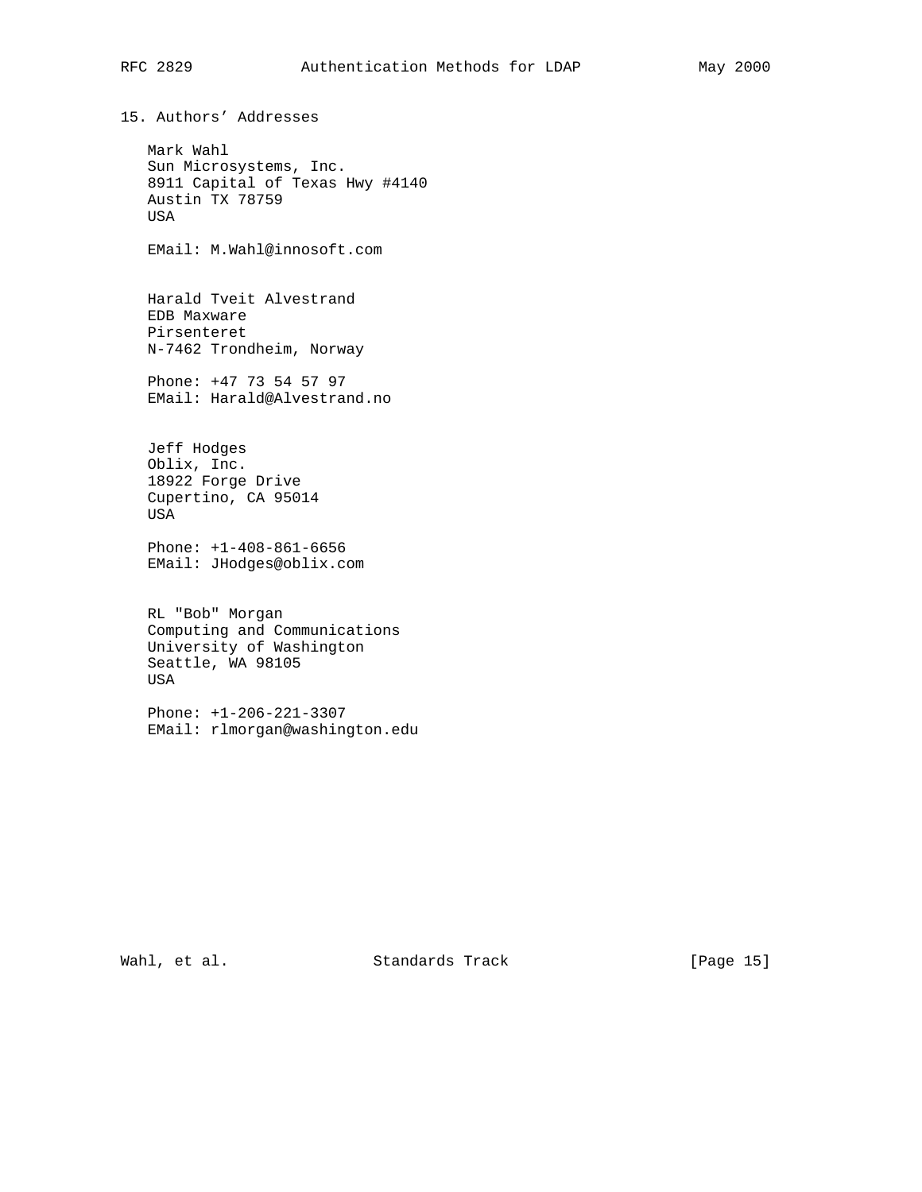## 15. Authors' Addresses

Mark Wahl
Sun Microsystems, Inc.
8911 Capital of Texas Hwy #4140
Austin TX 78759
USA

EMail: M.Wahl@innosoft.com

Harald Tveit Alvestrand
EDB Maxware
Pirsenteret
N-7462 Trondheim, Norway

Phone: +47 73 54 57 97
EMail: Harald@Alvestrand.no

Jeff Hodges
Oblix, Inc.
18922 Forge Drive
Cupertino, CA 95014
USA

Phone: +1-408-861-6656
EMail: JHodges@oblix.com

RL "Bob" Morgan
Computing and Communications
University of Washington
Seattle, WA 98105
USA

Phone: +1-206-221-3307
EMail: rlmorgan@washington.edu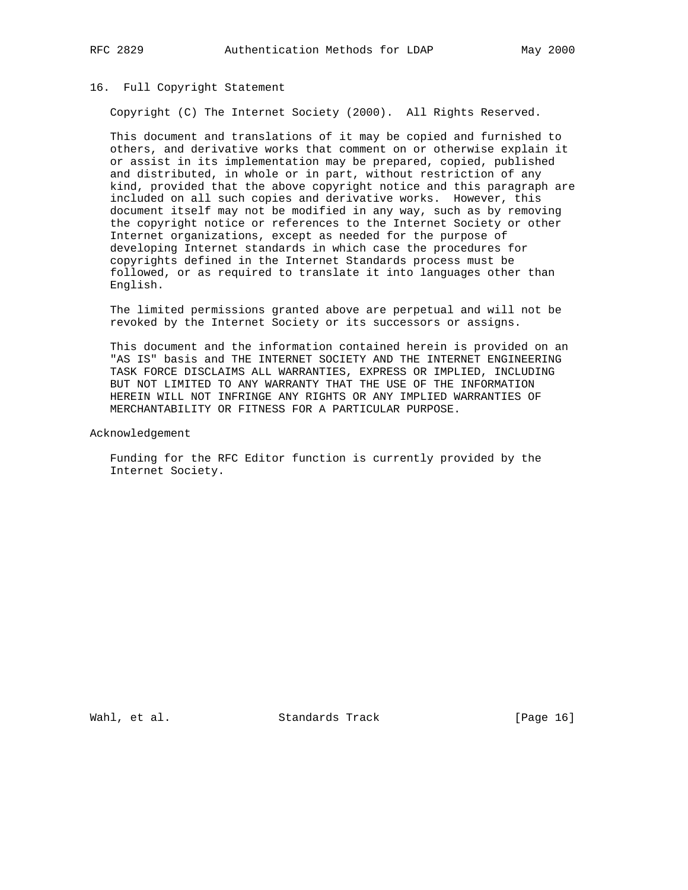## 16. Full Copyright Statement

Copyright (C) The Internet Society (2000). All Rights Reserved.

This document and translations of it may be copied and furnished to others, and derivative works that comment on or otherwise explain it or assist in its implementation may be prepared, copied, published and distributed, in whole or in part, without restriction of any kind, provided that the above copyright notice and this paragraph are included on all such copies and derivative works. However, this document itself may not be modified in any way, such as by removing the copyright notice or references to the Internet Society or other Internet organizations, except as needed for the purpose of developing Internet standards in which case the procedures for copyrights defined in the Internet Standards process must be followed, or as required to translate it into languages other than English.

The limited permissions granted above are perpetual and will not be revoked by the Internet Society or its successors or assigns.

This document and the information contained herein is provided on an "AS IS" basis and THE INTERNET SOCIETY AND THE INTERNET ENGINEERING TASK FORCE DISCLAIMS ALL WARRANTIES, EXPRESS OR IMPLIED, INCLUDING BUT NOT LIMITED TO ANY WARRANTY THAT THE USE OF THE INFORMATION HEREIN WILL NOT INFRINGE ANY RIGHTS OR ANY IMPLIED WARRANTIES OF MERCHANTABILITY OR FITNESS FOR A PARTICULAR PURPOSE.

## Acknowledgement

Funding for the RFC Editor function is currently provided by the Internet Society.